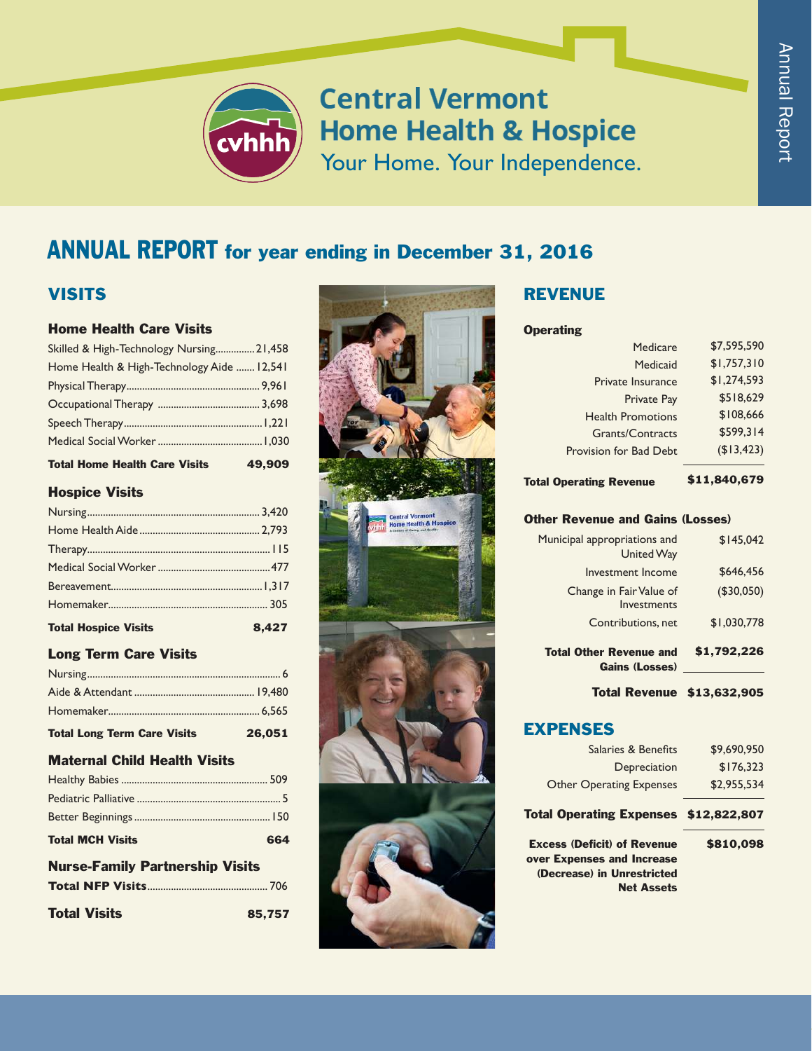# Central Vermont Home Health & Hospice

Your Home. Your Independence.

Annual Report

## ANNUAL REPORT for year ending in December 31, 2016

## VISITS

### Home Health Care Visits

| | |
|---|---|
| Skilled & High-Technology Nursing | 21,458 |
| Home Health & High-Technology Aide | 12,541 |
| Physical Therapy | 9,961 |
| Occupational Therapy | 3,698 |
| Speech Therapy | 1,221 |
| Medical Social Worker | 1,030 |
| **Total Home Health Care Visits** | **49,909** |

### Hospice Visits

| | |
|---|---|
| Nursing | 3,420 |
| Home Health Aide | 2,793 |
| Therapy | 115 |
| Medical Social Worker | 477 |
| Bereavement | 1,317 |
| Homemaker | 305 |
| **Total Hospice Visits** | **8,427** |

### Long Term Care Visits

| | |
|---|---|
| Nursing | 6 |
| Aide & Attendant | 19,480 |
| Homemaker | 6,565 |
| **Total Long Term Care Visits** | **26,051** |

### Maternal Child Health Visits

| | |
|---|---|
| Healthy Babies | 509 |
| Pediatric Palliative | 5 |
| Better Beginnings | 150 |
| **Total MCH Visits** | **664** |

### Nurse-Family Partnership Visits

| | |
|---|---|
| **Total NFP Visits** | 706 |

| | |
|---|---|
| **Total Visits** | **85,757** |

## REVENUE

### Operating

| | |
|---|---|
| Medicare | $7,595,590 |
| Medicaid | $1,757,310 |
| Private Insurance | $1,274,593 |
| Private Pay | $518,629 |
| Health Promotions | $108,666 |
| Grants/Contracts | $599,314 |
| Provision for Bad Debt | ($13,423) |
| **Total Operating Revenue** | **$11,840,679** |

### Other Revenue and Gains (Losses)

| | |
|---|---|
| Municipal appropriations and United Way | $145,042 |
| Investment Income | $646,456 |
| Change in Fair Value of Investments | ($30,050) |
| Contributions, net | $1,030,778 |
| **Total Other Revenue and Gains (Losses)** | **$1,792,226** |
| **Total Revenue** | **$13,632,905** |

## EXPENSES

| | |
|---|---|
| Salaries & Benefits | $9,690,950 |
| Depreciation | $176,323 |
| Other Operating Expenses | $2,955,534 |
| **Total Operating Expenses** | **$12,822,807** |
| **Excess (Deficit) of Revenue over Expenses and Increase (Decrease) in Unrestricted Net Assets** | **$810,098** |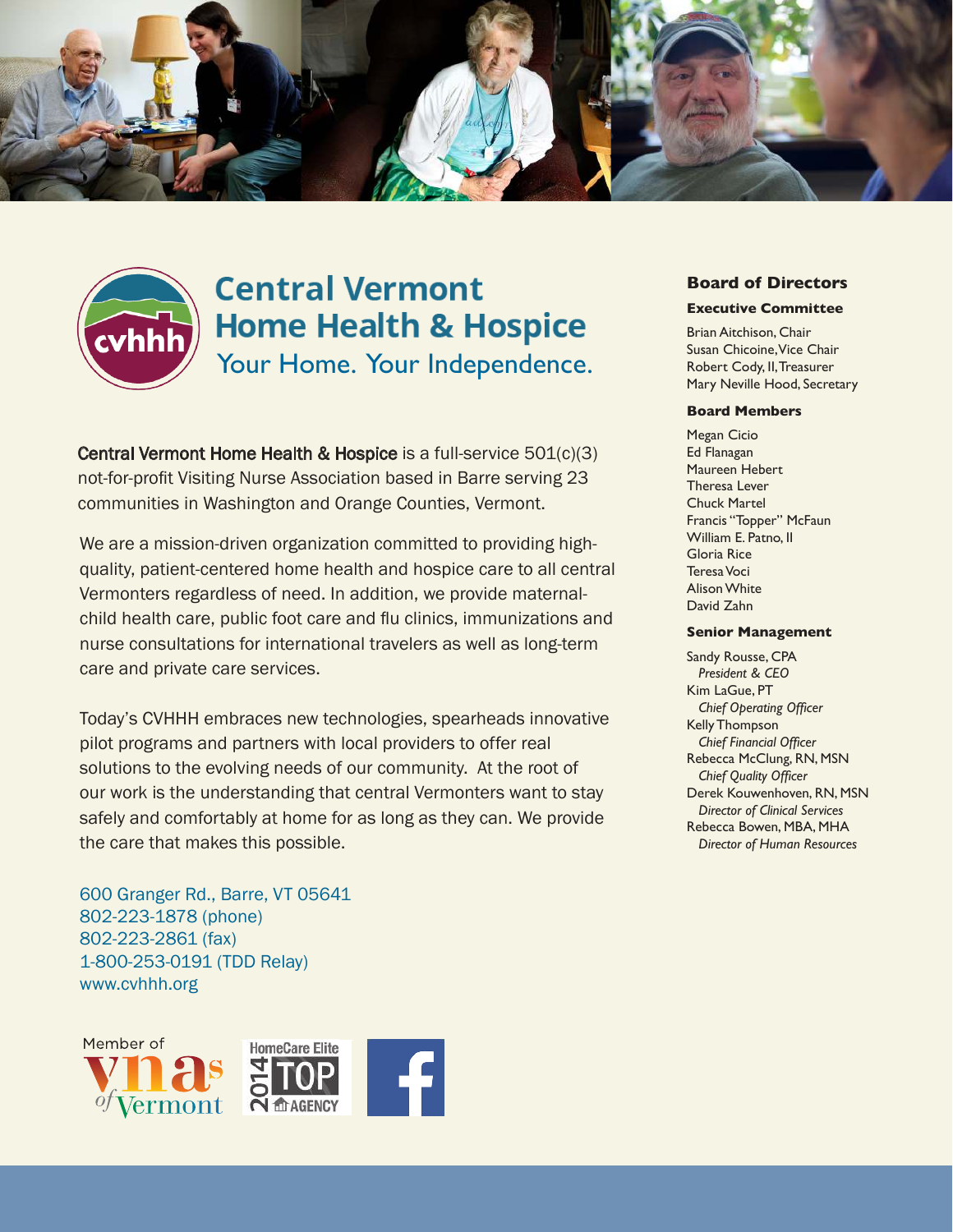# Central Vermont Home Health & Hospice

Your Home. Your Independence.

**Central Vermont Home Health & Hospice** is a full-service 501(c)(3) not-for-profit Visiting Nurse Association based in Barre serving 23 communities in Washington and Orange Counties, Vermont.

We are a mission-driven organization committed to providing high-quality, patient-centered home health and hospice care to all central Vermonters regardless of need. In addition, we provide maternal-child health care, public foot care and flu clinics, immunizations and nurse consultations for international travelers as well as long-term care and private care services.

Today's CVHHH embraces new technologies, spearheads innovative pilot programs and partners with local providers to offer real solutions to the evolving needs of our community. At the root of our work is the understanding that central Vermonters want to stay safely and comfortably at home for as long as they can. We provide the care that makes this possible.

600 Granger Rd., Barre, VT 05641
802-223-1878 (phone)
802-223-2861 (fax)
1-800-253-0191 (TDD Relay)
www.cvhhh.org

Member of VNAs of Vermont

HomeCare Elite 2014 TOP AGENCY

## Board of Directors

### Executive Committee

Brian Aitchison, Chair
Susan Chicoine, Vice Chair
Robert Cody, II, Treasurer
Mary Neville Hood, Secretary

### Board Members

Megan Cicio
Ed Flanagan
Maureen Hebert
Theresa Lever
Chuck Martel
Francis "Topper" McFaun
William E. Patno, II
Gloria Rice
Teresa Voci
Alison White
David Zahn

### Senior Management

Sandy Rousse, CPA
*President & CEO*
Kim LaGue, PT
*Chief Operating Officer*
Kelly Thompson
*Chief Financial Officer*
Rebecca McClung, RN, MSN
*Chief Quality Officer*
Derek Kouwenhoven, RN, MSN
*Director of Clinical Services*
Rebecca Bowen, MBA, MHA
*Director of Human Resources*